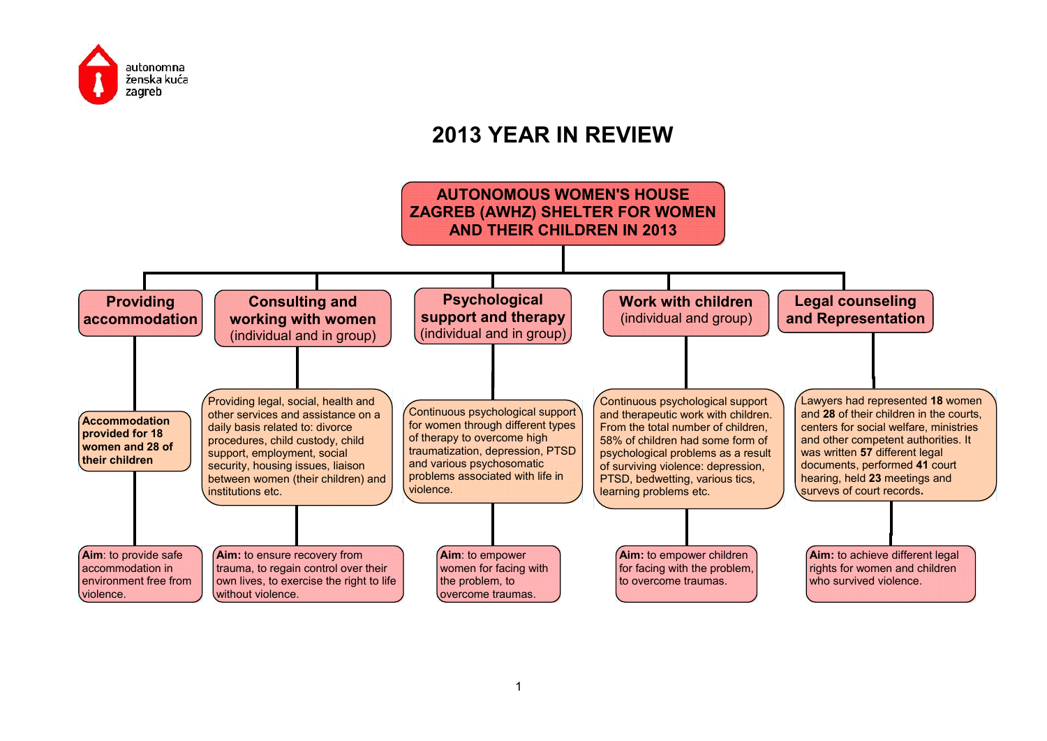autonomna ženska kuća zagreb

# 2013 YEAR IN REVIEW

## AUTONOMOUS WOMEN'S HOUSE ZAGREB (AWHZ) SHELTER FOR WOMEN AND THEIR CHILDREN IN 2013

### Providing accommodation

**Accommodation provided for 18 women and 28 of their children**

**Aim**: to provide safe accommodation in environment free from violence.

### Consulting and working with women (individual and in group)

Providing legal, social, health and other services and assistance on a daily basis related to: divorce procedures, child custody, child support, employment, social security, housing issues, liaison between women (their children) and institutions etc.

**Aim:** to ensure recovery from trauma, to regain control over their own lives, to exercise the right to life without violence.

### Psychological support and therapy (individual and in group)

Continuous psychological support for women through different types of therapy to overcome high traumatization, depression, PTSD and various psychosomatic problems associated with life in violence.

**Aim**: to empower women for facing with the problem, to overcome traumas.

### Work with children (individual and group)

Continuous psychological support and therapeutic work with children. From the total number of children, 58% of children had some form of psychological problems as a result of surviving violence: depression, PTSD, bedwetting, various tics, learning problems etc.

**Aim:** to empower children for facing with the problem, to overcome traumas.

### Legal counseling and Representation

Lawyers had represented **18** women and **28** of their children in the courts, centers for social welfare, ministries and other competent authorities. It was written **57** different legal documents, performed **41** court hearing, held **23** meetings and surveys of court records**.**

**Aim:** to achieve different legal rights for women and children who survived violence.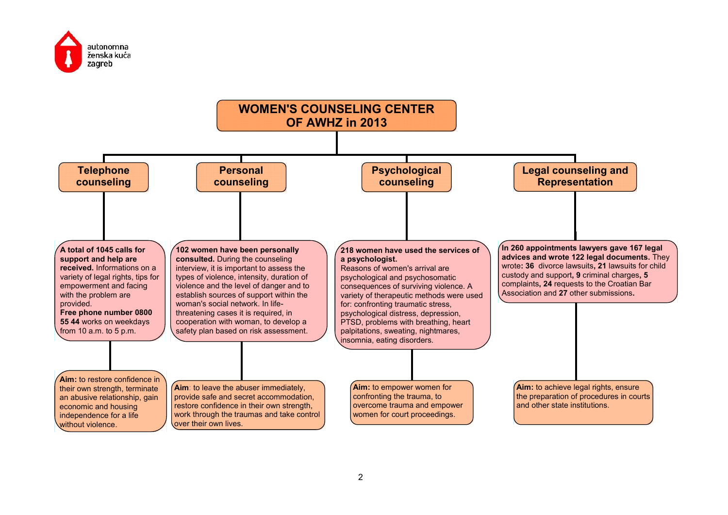autonomna ženska kuća zagreb

# WOMEN'S COUNSELING CENTER OF AWHZ in 2013

## Telephone counseling

**A total of 1045 calls for support and help are received.** Informations on a variety of legal rights, tips for empowerment and facing with the problem are provided.
**Free phone number 0800 55 44** works on weekdays from 10 a.m. to 5 p.m.

**Aim:** to restore confidence in their own strength, terminate an abusive relationship, gain economic and housing independence for a life without violence.

## Personal counseling

**102 women have been personally consulted.** During the counseling interview, it is important to assess the types of violence, intensity, duration of violence and the level of danger and to establish sources of support within the woman's social network. In life-threatening cases it is required, in cooperation with woman, to develop a safety plan based on risk assessment.

**Aim**: to leave the abuser immediately, provide safe and secret accommodation, restore confidence in their own strength, work through the traumas and take control over their own lives.

## Psychological counseling

**218 women have used the services of a psychologist.**
Reasons of women's arrival are psychological and psychosomatic consequences of surviving violence. A variety of therapeutic methods were used for: confronting traumatic stress, psychological distress, depression, PTSD, problems with breathing, heart palpitations, sweating, nightmares, insomnia, eating disorders.

**Aim:** to empower women for confronting the trauma, to overcome trauma and empower women for court proceedings.

## Legal counseling and Representation

**In 260 appointments lawyers gave 167 legal advices and wrote 122 legal documents.** They wrote**: 36** divorce lawsuits**, 21** lawsuits for child custody and support**, 9** criminal charges**, 5** complaints**, 24** requests to the Croatian Bar Association and **27** other submissions**.**

**Aim:** to achieve legal rights, ensure the preparation of procedures in courts and other state institutions.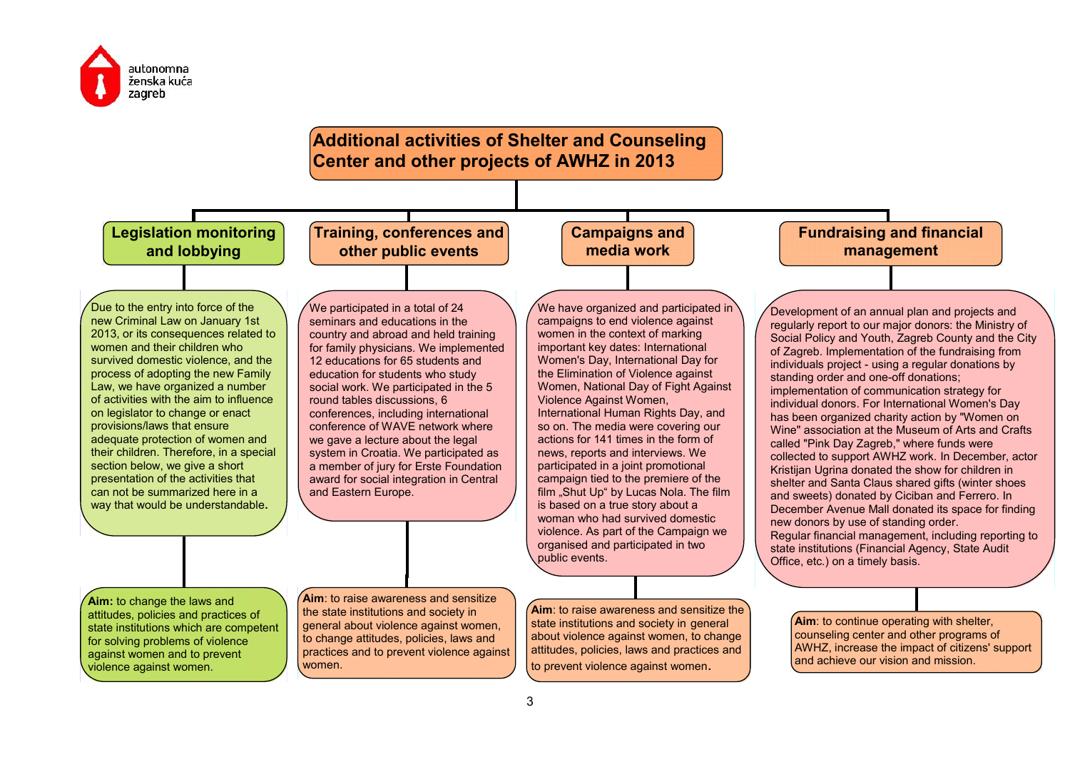autonomna ženska kuća zagreb

# Additional activities of Shelter and Counseling Center and other projects of AWHZ in 2013

## Legislation monitoring and lobbying

Due to the entry into force of the new Criminal Law on January 1st 2013, or its consequences related to women and their children who survived domestic violence, and the process of adopting the new Family Law, we have organized a number of activities with the aim to influence on legislator to change or enact provisions/laws that ensure adequate protection of women and their children. Therefore, in a special section below, we give a short presentation of the activities that can not be summarized here in a way that would be understandable.

**Aim:** to change the laws and attitudes, policies and practices of state institutions which are competent for solving problems of violence against women and to prevent violence against women.

## Training, conferences and other public events

We participated in a total of 24 seminars and educations in the country and abroad and held training for family physicians. We implemented 12 educations for 65 students and education for students who study social work. We participated in the 5 round tables discussions, 6 conferences, including international conference of WAVE network where we gave a lecture about the legal system in Croatia. We participated as a member of jury for Erste Foundation award for social integration in Central and Eastern Europe.

**Aim**: to raise awareness and sensitize the state institutions and society in general about violence against women, to change attitudes, policies, laws and practices and to prevent violence against women.

## Campaigns and media work

We have organized and participated in campaigns to end violence against women in the context of marking important key dates: International Women's Day, International Day for the Elimination of Violence against Women, National Day of Fight Against Violence Against Women, International Human Rights Day, and so on. The media were covering our actions for 141 times in the form of news, reports and interviews. We participated in a joint promotional campaign tied to the premiere of the film „Shut Up" by Lucas Nola. The film is based on a true story about a woman who had survived domestic violence. As part of the Campaign we organised and participated in two public events.

**Aim**: to raise awareness and sensitize the state institutions and society in general about violence against women, to change attitudes, policies, laws and practices and to prevent violence against women.

## Fundraising and financial management

Development of an annual plan and projects and regularly report to our major donors: the Ministry of Social Policy and Youth, Zagreb County and the City of Zagreb. Implementation of the fundraising from individuals project - using a regular donations by standing order and one-off donations; implementation of communication strategy for individual donors. For International Women's Day has been organized charity action by "Women on Wine" association at the Museum of Arts and Crafts called "Pink Day Zagreb," where funds were collected to support AWHZ work. In December, actor Kristijan Ugrina donated the show for children in shelter and Santa Claus shared gifts (winter shoes and sweets) donated by Ciciban and Ferrero. In December Avenue Mall donated its space for finding new donors by use of standing order.
Regular financial management, including reporting to state institutions (Financial Agency, State Audit Office, etc.) on a timely basis.

**Aim**: to continue operating with shelter, counseling center and other programs of AWHZ, increase the impact of citizens' support and achieve our vision and mission.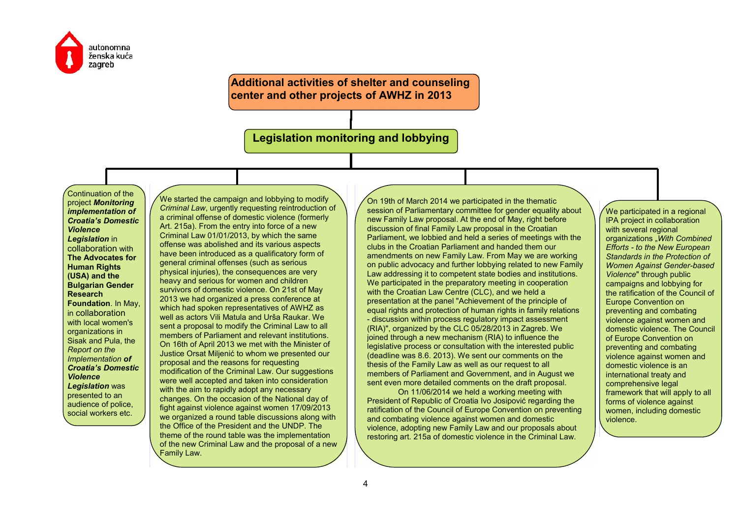autonomna ženska kuća zagreb

# Additional activities of shelter and counseling center and other projects of AWHZ in 2013

## Legislation monitoring and lobbying

Continuation of the project ***Monitoring implementation of Croatia's Domestic Violence Legislation*** in collaboration with **The Advocates for Human Rights (USA) and the Bulgarian Gender Research Foundation**. In May, in collaboration with local women's organizations in Sisak and Pula, the *Report on the Implementation* ***of Croatia's Domestic Violence Legislation*** was presented to an audience of police, social workers etc.

We started the campaign and lobbying to modify *Criminal Law*, urgently requesting reintroduction of a criminal offense of domestic violence (formerly Art. 215a). From the entry into force of a new Criminal Law 01/01/2013, by which the same offense was abolished and its various aspects have been introduced as a qualificatory form of general criminal offenses (such as serious physical injuries), the consequences are very heavy and serious for women and children survivors of domestic violence. On 21st of May 2013 we had organized a press conference at which had spoken representatives of AWHZ as well as actors Vili Matula and Urša Raukar. We sent a proposal to modify the Criminal Law to all members of Parliament and relevant institutions. On 16th of April 2013 we met with the Minister of Justice Orsat Miljenić to whom we presented our proposal and the reasons for requesting modification of the Criminal Law. Our suggestions were well accepted and taken into consideration with the aim to rapidly adopt any necessary changes. On the occasion of the National day of fight against violence against women 17/09/2013 we organized a round table discussions along with the Office of the President and the UNDP. The theme of the round table was the implementation of the new Criminal Law and the proposal of a new Family Law.

On 19th of March 2014 we participated in the thematic session of Parliamentary committee for gender equality about new Family Law proposal. At the end of May, right before discussion of final Family Law proposal in the Croatian Parliament, we lobbied and held a series of meetings with the clubs in the Croatian Parliament and handed them our amendments on new Family Law. From May we are working on public advocacy and further lobbying related to new Family Law addressing it to competent state bodies and institutions. We participated in the preparatory meeting in cooperation with the Croatian Law Centre (CLC), and we held a presentation at the panel "Achievement of the principle of equal rights and protection of human rights in family relations - discussion within process regulatory impact assessment (RIA)", organized by the CLC 05/28/2013 in Zagreb. We joined through a new mechanism (RIA) to influence the legislative process or consultation with the interested public (deadline was 8.6. 2013). We sent our comments on the thesis of the Family Law as well as our request to all members of Parliament and Government, and in August we sent even more detailed comments on the draft proposal.

On 11/06/2014 we held a working meeting with President of Republic of Croatia Ivo Josipović regarding the ratification of the Council of Europe Convention on preventing and combating violence against women and domestic violence, adopting new Family Law and our proposals about restoring art. 215a of domestic violence in the Criminal Law.

We participated in a regional IPA project in collaboration with several regional organizations „*With Combined Efforts - to the New European Standards in the Protection of Women Against Gender-based Violence*" through public campaigns and lobbying for the ratification of the Council of Europe Convention on preventing and combating violence against women and domestic violence. The Council of Europe Convention on preventing and combating violence against women and domestic violence is an international treaty and comprehensive legal framework that will apply to all forms of violence against women, including domestic violence.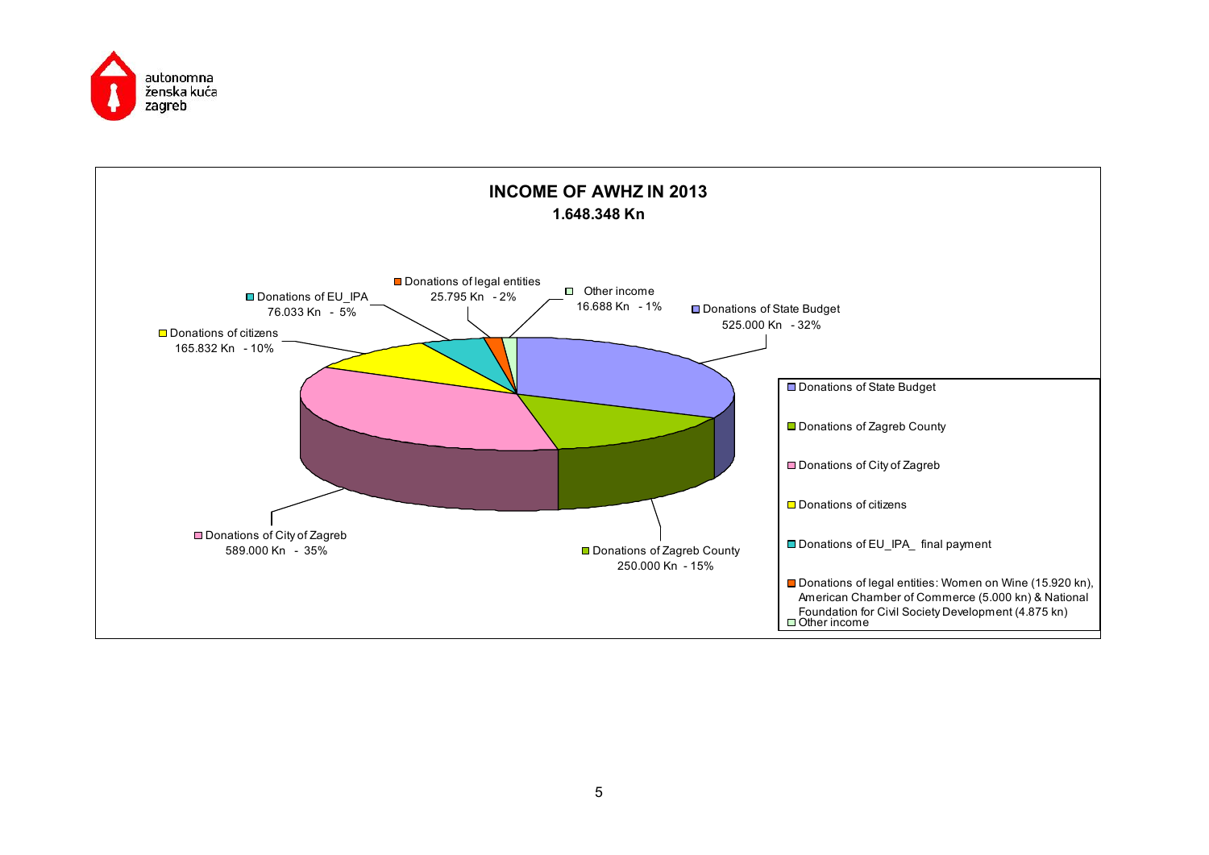autonomna ženska kuća zagreb

## INCOME OF AWHZ IN 2013

**1.648.348 Kn**

| Source | Amount | Share |
|---|---|---|
| Donations of State Budget | 525.000 Kn | 32% |
| Donations of Zagreb County | 250.000 Kn | 15% |
| Donations of City of Zagreb | 589.000 Kn | 35% |
| Donations of citizens | 165.832 Kn | 10% |
| Donations of EU_IPA | 76.033 Kn | 5% |
| Donations of legal entities | 25.795 Kn | 2% |
| Other income | 16.688 Kn | 1% |

- Donations of State Budget
- Donations of Zagreb County
- Donations of City of Zagreb
- Donations of citizens
- Donations of EU_IPA_ final payment
- Donations of legal entities: Women on Wine (15.920 kn), American Chamber of Commerce (5.000 kn) & National Foundation for Civil Society Development (4.875 kn)
- Other income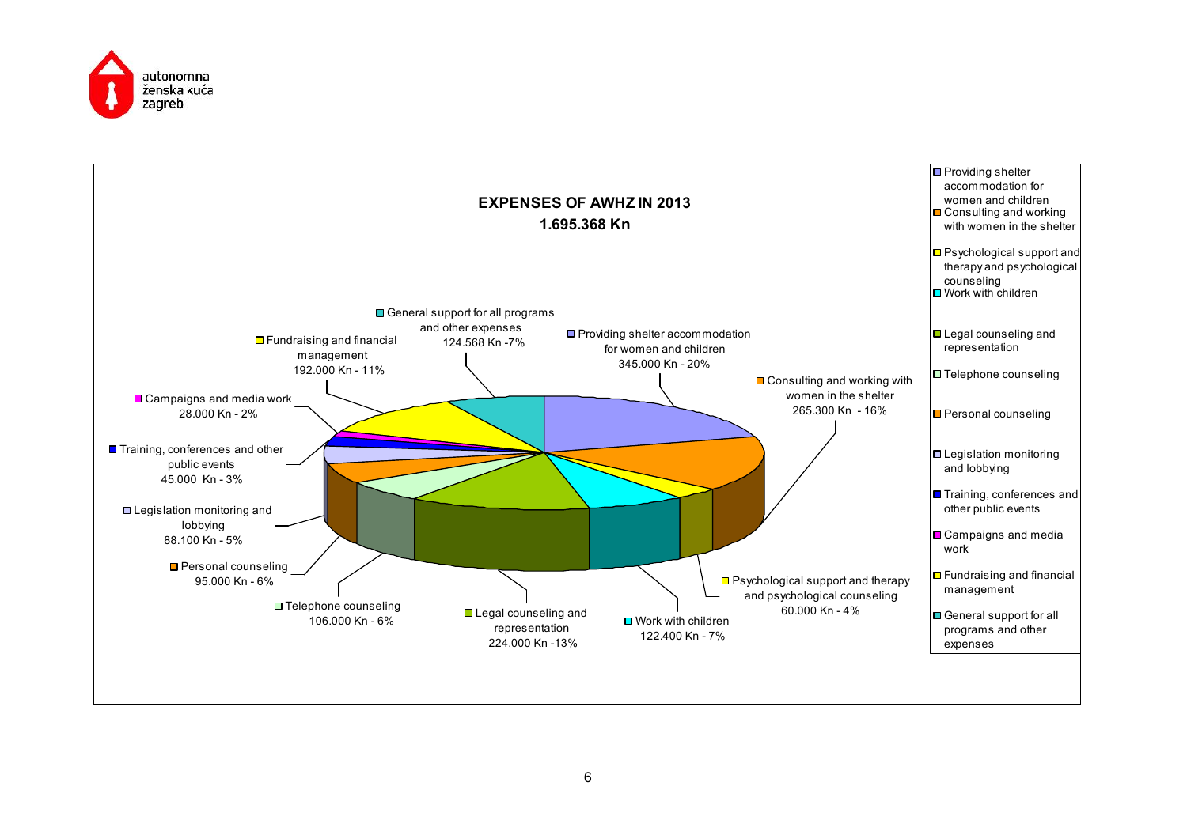autonomna
ženska kuća
zagreb

**EXPENSES OF AWHZ IN 2013**

**1.695.368 Kn**

General support for all programs and other expenses 124.568 Kn -7%

Providing shelter accommodation for women and children 345.000 Kn - 20%

Fundraising and financial management 192.000 Kn - 11%

Consulting and working with women in the shelter 265.300 Kn - 16%

Campaigns and media work 28.000 Kn - 2%

Training, conferences and other public events 45.000 Kn - 3%

Legislation monitoring and lobbying 88.100 Kn - 5%

Personal counseling 95.000 Kn - 6%

Psychological support and therapy and psychological counseling 60.000 Kn - 4%

Telephone counseling 106.000 Kn - 6%

Legal counseling and representation 224.000 Kn -13%

Work with children 122.400 Kn - 7%

Providing shelter accommodation for women and children
Consulting and working with women in the shelter
Psychological support and therapy and psychological counseling
Work with children
Legal counseling and representation
Telephone counseling
Personal counseling
Legislation monitoring and lobbying
Training, conferences and other public events
Campaigns and media work
Fundraising and financial management
General support for all programs and other expenses